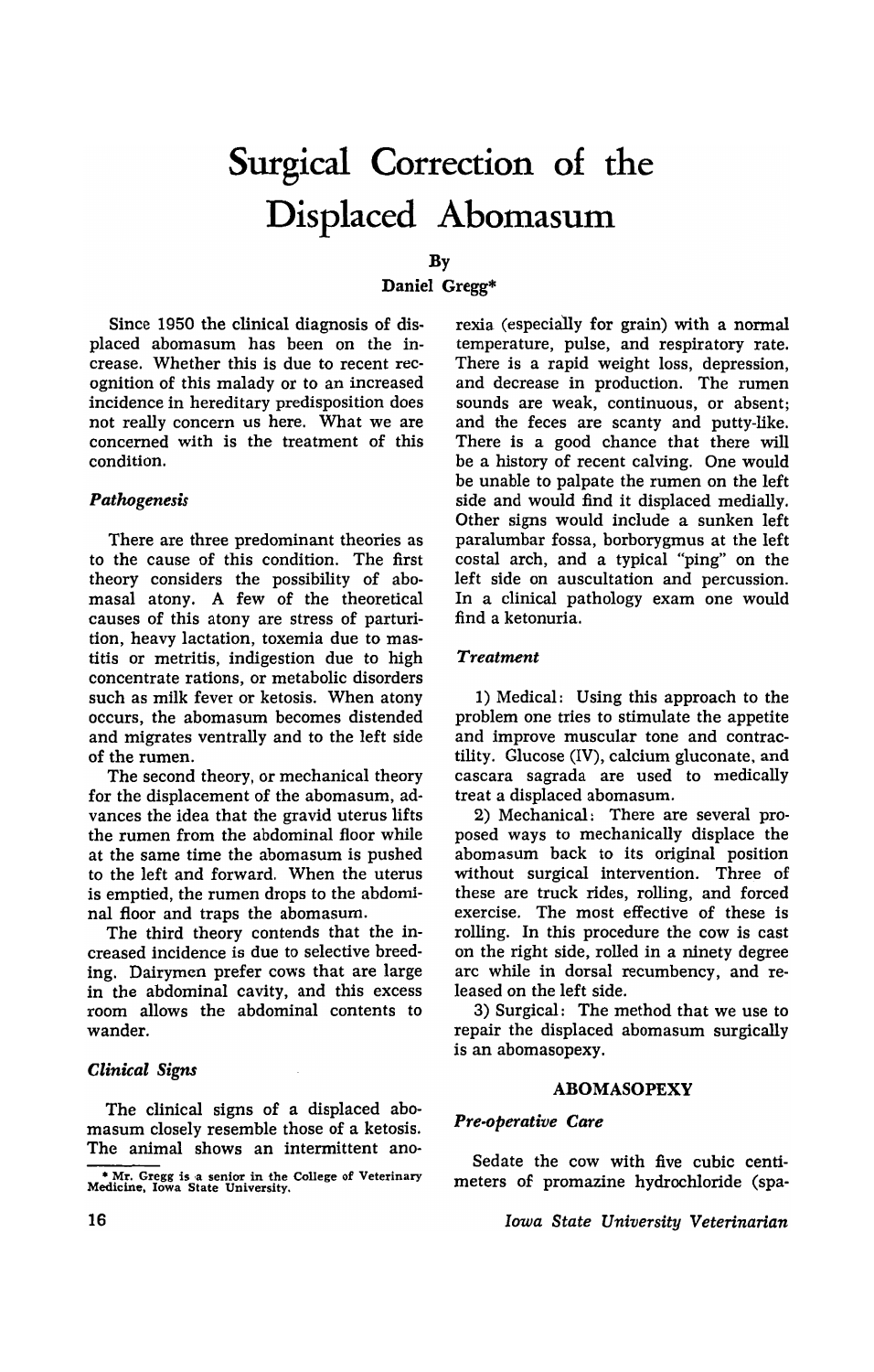# Surgical Correction of the Displaced Abomasum

By

Daniel Gregg*

Since 1950 the clinical diagnosis of displaced abomasum has been on the increase. Whether this is due to recent recognition of this malady or to an increased incidence in hereditary predisposition does not really concern us here. What we are concerned with is the treatment of this condition.

### *Pathogenesis*

There are three predominant theories as to the cause of this condition. The first theory considers the possibility of abomasal atony. A few of the theoretical causes of this atony are stress of parturition, heavy lactation, toxemia due to mastitis or metritis, indigestion due to high concentrate rations, or metabolic disorders such as milk fever or ketosis. When atony occurs, the abomasum becomes distended and migrates ventrally and to the left side of the rumen.

The second theory, or mechanical theory for the displacement of the abomasum, advances the idea that the gravid uterus lifts the rumen from the abdominal floor while at the same time the abomasum is pushed to the left and forward. When the uterus is emptied, the rumen drops to the abdominal floor and traps the abomasum.

The third theory contends that the increased incidence is due to selective breeding. Dairymen prefer cows that are large in the abdominal cavity, and this excess room allows the abdominal contents to wander.

### *Clinical Signs*

The clinical signs of a displaced abomasum closely resemble those of a ketosis. The animal shows an intermittent anorexia (especially for grain) with a normal temperature, pulse, and respiratory rate. There is a rapid weight loss, depression, and decrease in production. The rumen sounds are weak, continuous, or absent; and the feces are scanty and putty-like. There is a good chance that there will be a history of recent calving. One would be unable to palpate the rumen on the left side and would find it displaced medially. Other signs would include a sunken left paralumbar fossa, borborygmus at the left costal arch, and a typical "ping" on the left side on auscultation and percussion. In a clinical pathology exam one would find a ketonuria.

### *Treatment*

1) Medical: Using this approach to the problem one tries to stimulate the appetite and improve muscular tone and contractility. Glucose (IV), calcium gluconate, and cascara sagrada are used to medically treat a displaced abomasum.

2) Mechanical: There are several proposed ways to mechanically displace the abomasum back to its original position without surgical intervention. Three of these are truck rides, rolling, and forced exercise. The most effective of these is rolling. In this procedure the cow is cast on the right side, rolled in a ninety degree arc while in dorsal recumbency, and released on the left side.

3) Surgical: The method that we use to repair the displaced abomasum surgically is an abomasopexy.

## ABOMASOPEXY

### *Pre-operative Care*

Sedate the cow with five cubic centimeters of promazine hydrochloride (spa-

---

* Mr. Gregg is a senior in the College of Veterinary Medicine, Iowa State University.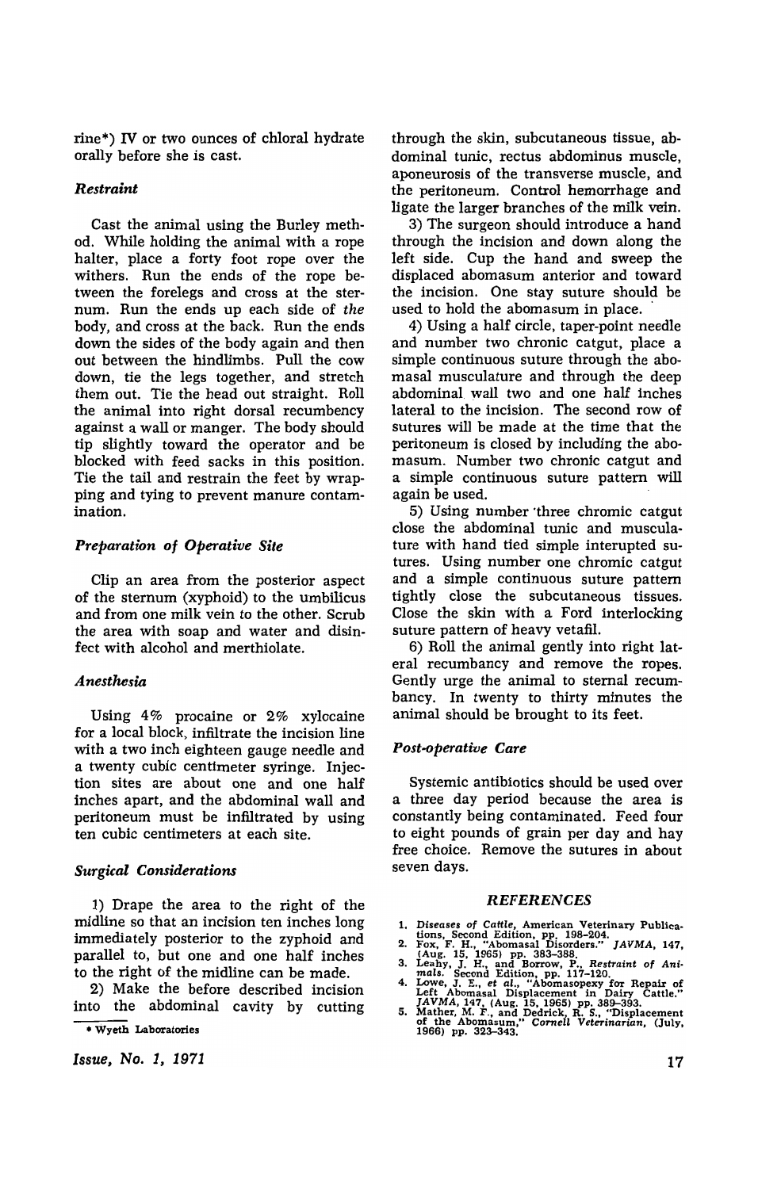rine*) IV or two ounces of chloral hydrate orally before she is cast.

### *Restraint*

Cast the animal using the Burley method. While holding the animal with a rope halter, place a forty foot rope over the withers. Run the ends of the rope between the forelegs and cross at the sternum. Run the ends up each side of *the* body, and cross at the back. Run the ends down the sides of the body again and then out between the hindlimbs. Pull the cow down, tie the legs together, and stretch them out. Tie the head out straight. Roll the animal into right dorsal recumbency against a wall or manger. The body should tip slightly toward the operator and be blocked with feed sacks in this position. Tie the tail and restrain the feet by wrapping and tying to prevent manure contamination.

### *Preparation of Operative Site*

Clip an area from the posterior aspect of the sternum (xyphoid) to the umbilicus and from one milk vein to the other. Scrub the area with soap and water and disinfect with alcohol and merthiolate.

### *Anesthesia*

Using 4% procaine or 2% xylocaine for a local block, infiltrate the incision line with a two inch eighteen gauge needle and a twenty cubic centimeter syringe. Injection sites are about one and one half inches apart, and the abdominal wall and peritoneum must be infiltrated by using ten cubic centimeters at each site.

### *Surgical Considerations*

1) Drape the area to the right of the midline so that an incision ten inches long immediately posterior to the zyphoid and parallel to, but one and one half inches to the right of the midline can be made.

2) Make the before described incision into the abdominal cavity by cutting through the skin, subcutaneous tissue, abdominal tunic, rectus abdominus muscle, aponeurosis of the transverse muscle, and the peritoneum. Control hemorrhage and ligate the larger branches of the milk vein.

3) The surgeon should introduce a hand through the incision and down along the left side. Cup the hand and sweep the displaced abomasum anterior and toward the incision. One stay suture should be used to hold the abomasum in place.

4) Using a half circle, taper-point needle and number two chronic catgut, place a simple continuous suture through the abomasal musculature and through the deep abdominal wall two and one half inches lateral to the incision. The second row of sutures will be made at the time that the peritoneum is closed by including the abomasum. Number two chronic catgut and a simple continuous suture pattern will again be used.

5) Using number three chromic catgut close the abdominal tunic and musculature with hand tied simple interrupted sutures. Using number one chromic catgut and a simple continuous suture pattern tightly close the subcutaneous tissues. Close the skin with a Ford interlocking suture pattern of heavy vetafil.

6) Roll the animal gently into right lateral recumbancy and remove the ropes. Gently urge the animal to sternal recumbancy. In twenty to thirty minutes the animal should be brought to its feet.

### *Post-operative Care*

Systemic antibiotics should be used over a three day period because the area is constantly being contaminated. Feed four to eight pounds of grain per day and hay free choice. Remove the sutures in about seven days.

### REFERENCES

1. *Diseases of Cattle*, American Veterinary Publications, Second Edition, pp. 198–204.
2. Fox, F. H., "Abomasal Disorders." *JAVMA*, 147, (Aug. 15, 1965) pp. 383–388.
3. Leahy, J. H., and Borrow, P., *Restraint of Animals*. Second Edition, pp. 117–120.
4. Lowe, J. E., *et al.*, "Abomasopexy for Repair of Left Abomasal Displacement in Dairy Cattle." *JAVMA*, 147, (Aug. 15, 1965) pp. 389–393.
5. Mather, M. F., and Dedrick, R. S., "Displacement of the Abomasum," *Cornell Veterinarian*, (July, 1966) pp. 323–343.

---

* Wyeth Laboratories